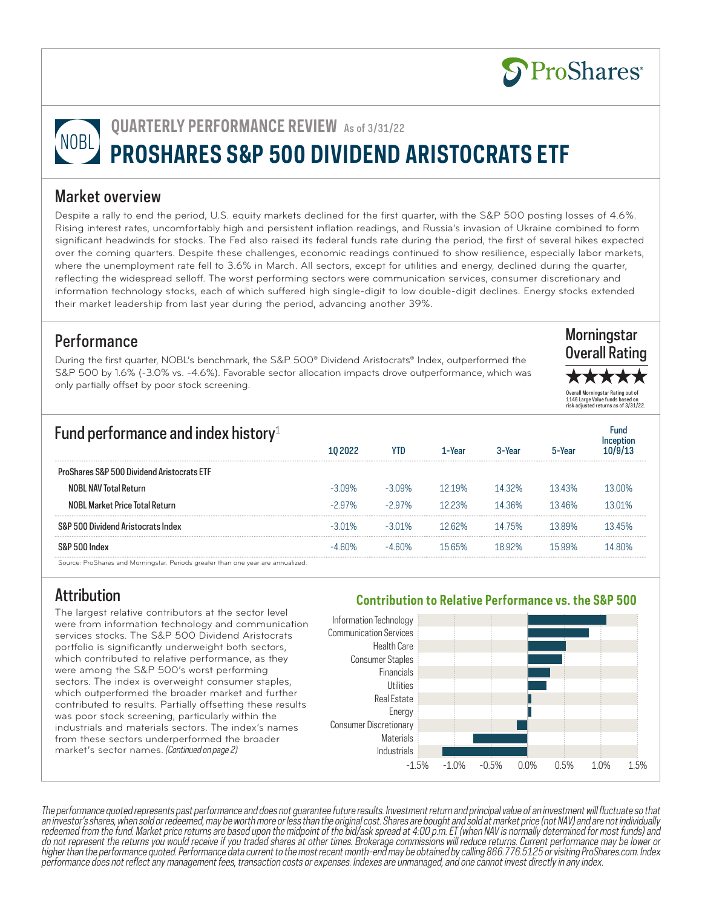ProShares

NOBL

# QUARTERLY PERFORMANCE REVIEW As of 3/31/22

# PROSHARES S&P 500 DIVIDEND ARISTOCRATS ETF

## Market overview

Despite a rally to end the period, U.S. equity markets declined for the first quarter, with the S&P 500 posting losses of 4.6%. Rising interest rates, uncomfortably high and persistent inflation readings, and Russia's invasion of Ukraine combined to form significant headwinds for stocks. The Fed also raised its federal funds rate during the period, the first of several hikes expected over the coming quarters. Despite these challenges, economic readings continued to show resilience, especially labor markets, where the unemployment rate fell to 3.6% in March. All sectors, except for utilities and energy, declined during the quarter, reflecting the widespread selloff. The worst performing sectors were communication services, consumer discretionary and information technology stocks, each of which suffered high single-digit to low double-digit declines. Energy stocks extended their market leadership from last year during the period, advancing another 39%.

## Performance

During the first quarter, NOBL's benchmark, the S&P 500® Dividend Aristocrats® Index, outperformed the S&P 500 by 1.6% (-3.0% vs. -4.6%). Favorable sector allocation impacts drove outperformance, which was only partially offset by poor stock screening.

**Morningstar Overall Rating**

★★★★★

Overall Morningstar Rating out of 1146 Large Value funds based on risk adjusted returns as of 3/31/22.

## Fund performance and index history[1]

| | 1Q 2022 | YTD | 1-Year | 3-Year | 5-Year | Fund Inception 10/9/13 |
|---|---|---|---|---|---|---|
| **ProShares S&P 500 Dividend Aristocrats ETF** | | | | | | |
| NOBL NAV Total Return | -3.09% | -3.09% | 12.19% | 14.32% | 13.43% | 13.00% |
| NOBL Market Price Total Return | -2.97% | -2.97% | 12.23% | 14.36% | 13.46% | 13.01% |
| **S&P 500 Dividend Aristocrats Index** | -3.01% | -3.01% | 12.62% | 14.75% | 13.89% | 13.45% |
| **S&P 500 Index** | -4.60% | -4.60% | 15.65% | 18.92% | 15.99% | 14.80% |

Source: ProShares and Morningstar. Periods greater than one year are annualized.

## Attribution

The largest relative contributors at the sector level were from information technology and communication services stocks. The S&P 500 Dividend Aristocrats portfolio is significantly underweight both sectors, which contributed to relative performance, as they were among the S&P 500's worst performing sectors. The index is overweight consumer staples, which outperformed the broader market and further contributed to results. Partially offsetting these results was poor stock screening, particularly within the industrials and materials sectors. The index's names from these sectors underperformed the broader market's sector names. *(Continued on page 2)*

**Contribution to Relative Performance vs. the S&P 500**

Information Technology; Communication Services; Health Care; Consumer Staples; Financials; Utilities; Real Estate; Energy; Consumer Discretionary; Materials; Industrials

-1.5% -1.0% -0.5% 0.0% 0.5% 1.0% 1.5%

*The performance quoted represents past performance and does not guarantee future results. Investment return and principal value of an investment will fluctuate so that an investor's shares, when sold or redeemed, may be worth more or less than the original cost. Shares are bought and sold at market price (not NAV) and are not individually redeemed from the fund. Market price returns are based upon the midpoint of the bid/ask spread at 4:00 p.m. ET (when NAV is normally determined for most funds) and do not represent the returns you would receive if you traded shares at other times. Brokerage commissions will reduce returns. Current performance may be lower or higher than the performance quoted. Performance data current to the most recent month-end may be obtained by calling 866.776.5125 or visiting ProShares.com. Index performance does not reflect any management fees, transaction costs or expenses. Indexes are unmanaged, and one cannot invest directly in any index.*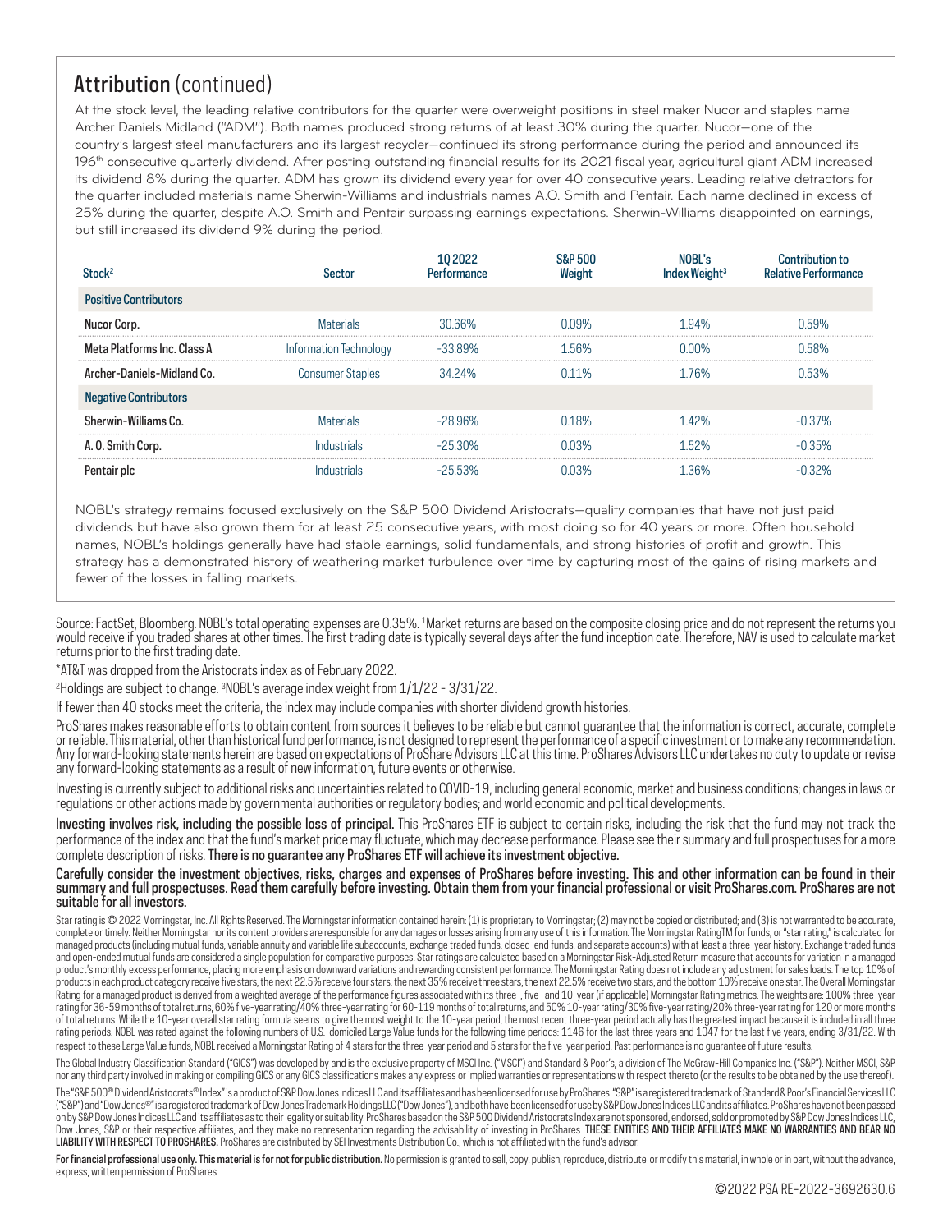## **Attribution** (continued)

At the stock level, the leading relative contributors for the quarter were overweight positions in steel maker Nucor and staples name Archer Daniels Midland ("ADM"). Both names produced strong returns of at least 30% during the quarter. Nucor—one of the country's largest steel manufacturers and its largest recycler—continued its strong performance during the period and announced its 196th consecutive quarterly dividend. After posting outstanding financial results for its 2021 fiscal year, agricultural giant ADM increased its dividend 8% during the quarter. ADM has grown its dividend every year for over 40 consecutive years. Leading relative detractors for the quarter included materials name Sherwin-Williams and industrials names A.O. Smith and Pentair. Each name declined in excess of 25% during the quarter, despite A.O. Smith and Pentair surpassing earnings expectations. Sherwin-Williams disappointed on earnings, but still increased its dividend 9% during the period.

| Stock[2] | Sector | 1Q 2022 Performance | S&P 500 Weight | NOBL's Index Weight[3] | Contribution to Relative Performance |
|---|---|---|---|---|---|
| **Positive Contributors** | | | | | |
| Nucor Corp. | Materials | 30.66% | 0.09% | 1.94% | 0.59% |
| Meta Platforms Inc. Class A | Information Technology | -33.89% | 1.56% | 0.00% | 0.58% |
| Archer-Daniels-Midland Co. | Consumer Staples | 34.24% | 0.11% | 1.76% | 0.53% |
| **Negative Contributors** | | | | | |
| Sherwin-Williams Co. | Materials | -28.96% | 0.18% | 1.42% | -0.37% |
| A. O. Smith Corp. | Industrials | -25.30% | 0.03% | 1.52% | -0.35% |
| Pentair plc | Industrials | -25.53% | 0.03% | 1.36% | -0.32% |

NOBL's strategy remains focused exclusively on the S&P 500 Dividend Aristocrats—quality companies that have not just paid dividends but have also grown them for at least 25 consecutive years, with most doing so for 40 years or more. Often household names, NOBL's holdings generally have had stable earnings, solid fundamentals, and strong histories of profit and growth. This strategy has a demonstrated history of weathering market turbulence over time by capturing most of the gains of rising markets and fewer of the losses in falling markets.

Source: FactSet, Bloomberg. NOBL's total operating expenses are 0.35%. [1]Market returns are based on the composite closing price and do not represent the returns you would receive if you traded shares at other times. The first trading date is typically several days after the fund inception date. Therefore, NAV is used to calculate market returns prior to the first trading date.

*AT&T was dropped from the Aristocrats index as of February 2022.

[2]Holdings are subject to change. [3]NOBL's average index weight from 1/1/22 - 3/31/22.

If fewer than 40 stocks meet the criteria, the index may include companies with shorter dividend growth histories.

ProShares makes reasonable efforts to obtain content from sources it believes to be reliable but cannot guarantee that the information is correct, accurate, complete or reliable. This material, other than historical fund performance, is not designed to represent the performance of a specific investment or to make any recommendation. Any forward-looking statements herein are based on expectations of ProShare Advisors LLC at this time. ProShares Advisors LLC undertakes no duty to update or revise any forward-looking statements as a result of new information, future events or otherwise.

Investing is currently subject to additional risks and uncertainties related to COVID-19, including general economic, market and business conditions; changes in laws or regulations or other actions made by governmental authorities or regulatory bodies; and world economic and political developments.

**Investing involves risk, including the possible loss of principal.** This ProShares ETF is subject to certain risks, including the risk that the fund may not track the performance of the index and that the fund's market price may fluctuate, which may decrease performance. Please see their summary and full prospectuses for a more complete description of risks. **There is no guarantee any ProShares ETF will achieve its investment objective.**

**Carefully consider the investment objectives, risks, charges and expenses of ProShares before investing. This and other information can be found in their summary and full prospectuses. Read them carefully before investing. Obtain them from your financial professional or visit ProShares.com. ProShares are not suitable for all investors.**

Star rating is © 2022 Morningstar, Inc. All Rights Reserved. The Morningstar information contained herein: (1) is proprietary to Morningstar; (2) may not be copied or distributed; and (3) is not warranted to be accurate, complete or timely. Neither Morningstar nor its content providers are responsible for any damages or losses arising from any use of this information. The Morningstar RatingTM for funds, or "star rating," is calculated for managed products (including mutual funds, variable annuity and variable life subaccounts, exchange traded funds, closed-end funds, and separate accounts) with at least a three-year history. Exchange traded funds and open-ended mutual funds are considered a single population for comparative purposes. Star ratings are calculated based on a Morningstar Risk-Adjusted Return measure that accounts for variation in a managed product's monthly excess performance, placing more emphasis on downward variations and rewarding consistent performance. The Morningstar Rating does not include any adjustment for sales loads. The top 10% of products in each product category receive five stars, the next 22.5% receive four stars, the next 35% receive three stars, the next 22.5% receive two stars, and the bottom 10% receive one star. The Overall Morningstar Rating for a managed product is derived from a weighted average of the performance figures associated with its three-, five- and 10-year (if applicable) Morningstar Rating metrics. The weights are: 100% three-year rating for 36-59 months of total returns, 60% five-year rating/40% three-year rating for 60-119 months of total returns, and 50% 10-year rating/30% five-year rating/20% three-year rating for 120 or more months of total returns. While the 10-year overall star rating formula seems to give the most weight to the 10-year period, the most recent three-year period actually has the greatest impact because it is included in all three rating periods. NOBL was rated against the following numbers of U.S.-domiciled Large Value funds for the following time periods: 1146 for the last three years and 1047 for the last five years, ending 3/31/22. With respect to these Large Value funds, NOBL received a Morningstar Rating of 4 stars for the three-year period and 5 stars for the five-year period. Past performance is no guarantee of future results.

The Global Industry Classification Standard ("GICS") was developed by and is the exclusive property of MSCI Inc. ("MSCI") and Standard & Poor's, a division of The McGraw-Hill Companies Inc. ("S&P"). Neither MSCI, S&P nor any third party involved in making or compiling GICS or any GICS classifications makes any express or implied warranties or representations with respect thereto (or the results to be obtained by the use thereof).

The "S&P 500® Dividend Aristocrats® Index" is a product of S&P Dow Jones Indices LLC and its affiliates and has been licensed for use by ProShares. "S&P" is a registered trademark of Standard & Poor's Financial Services LLC ("S&P") and "Dow Jones®" is a registered trademark of Dow Jones Trademark Holdings LLC ("Dow Jones"), and both have been licensed for use by S&P Dow Jones Indices LLC and its affiliates. ProShares have not been passed on by S&P Dow Jones Indices LLC and its affiliates as to their legality or suitability. ProShares based on the S&P 500 Dividend Aristocrats Index are not sponsored, endorsed, sold or promoted by S&P Dow Jones Indices LLC, Dow Jones, S&P or their respective affiliates, and they make no representation regarding the advisability of investing in ProShares. **THESE ENTITIES AND THEIR AFFILIATES MAKE NO WARRANTIES AND BEAR NO LIABILITY WITH RESPECT TO PROSHARES.** ProShares are distributed by SEI Investments Distribution Co., which is not affiliated with the fund's advisor.

**For financial professional use only. This material is for not for public distribution.** No permission is granted to sell, copy, publish, reproduce, distribute or modify this material, in whole or in part, without the advance, express, written permission of ProShares.

©2022 PSA RE-2022-3692630.6